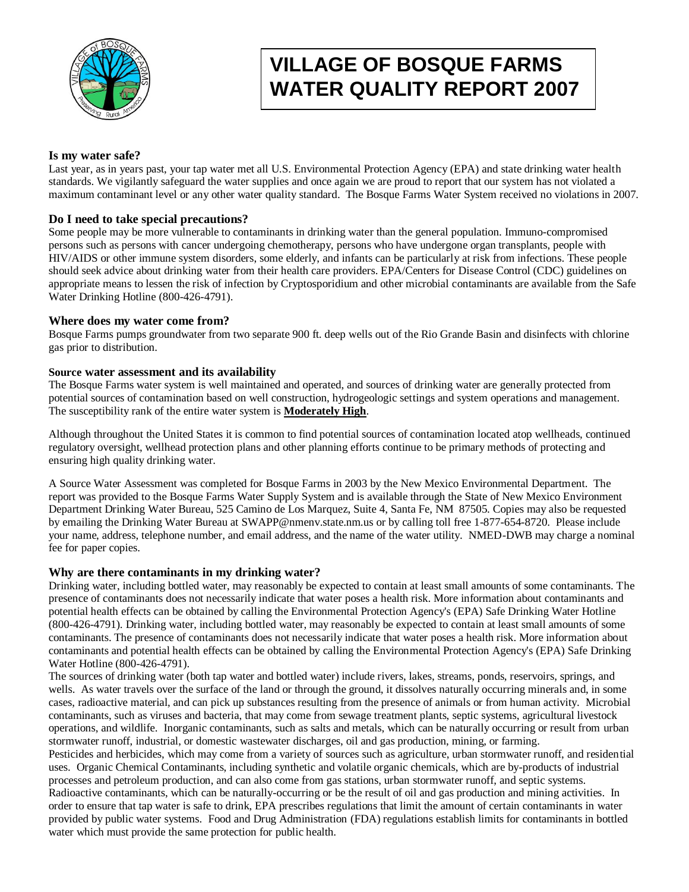# VILLAGE OF BOSQUE FARMS WATER QUALITY REPORT 2007

### Is my water safe?

Last year, as in years past, your tap water met all U.S. Environmental Protection Agency (EPA) and state drinking water health standards. We vigilantly safeguard the water supplies and once again we are proud to report that our system has not violated a maximum contaminant level or any other water quality standard. The Bosque Farms Water System received no violations in 2007.

### Do I need to take special precautions?

Some people may be more vulnerable to contaminants in drinking water than the general population. Immuno-compromised persons such as persons with cancer undergoing chemotherapy, persons who have undergone organ transplants, people with HIV/AIDS or other immune system disorders, some elderly, and infants can be particularly at risk from infections. These people should seek advice about drinking water from their health care providers. EPA/Centers for Disease Control (CDC) guidelines on appropriate means to lessen the risk of infection by Cryptosporidium and other microbial contaminants are available from the Safe Water Drinking Hotline (800-426-4791).

### Where does my water come from?

Bosque Farms pumps groundwater from two separate 900 ft. deep wells out of the Rio Grande Basin and disinfects with chlorine gas prior to distribution.

### Source water assessment and its availability

The Bosque Farms water system is well maintained and operated, and sources of drinking water are generally protected from potential sources of contamination based on well construction, hydrogeologic settings and system operations and management. The susceptibility rank of the entire water system is **Moderately High**.

Although throughout the United States it is common to find potential sources of contamination located atop wellheads, continued regulatory oversight, wellhead protection plans and other planning efforts continue to be primary methods of protecting and ensuring high quality drinking water.

A Source Water Assessment was completed for Bosque Farms in 2003 by the New Mexico Environmental Department. The report was provided to the Bosque Farms Water Supply System and is available through the State of New Mexico Environment Department Drinking Water Bureau, 525 Camino de Los Marquez, Suite 4, Santa Fe, NM 87505. Copies may also be requested by emailing the Drinking Water Bureau at SWAPP@nmenv.state.nm.us or by calling toll free 1-877-654-8720. Please include your name, address, telephone number, and email address, and the name of the water utility. NMED-DWB may charge a nominal fee for paper copies.

### Why are there contaminants in my drinking water?

Drinking water, including bottled water, may reasonably be expected to contain at least small amounts of some contaminants. The presence of contaminants does not necessarily indicate that water poses a health risk. More information about contaminants and potential health effects can be obtained by calling the Environmental Protection Agency's (EPA) Safe Drinking Water Hotline (800-426-4791). Drinking water, including bottled water, may reasonably be expected to contain at least small amounts of some contaminants. The presence of contaminants does not necessarily indicate that water poses a health risk. More information about contaminants and potential health effects can be obtained by calling the Environmental Protection Agency's (EPA) Safe Drinking Water Hotline (800-426-4791).

The sources of drinking water (both tap water and bottled water) include rivers, lakes, streams, ponds, reservoirs, springs, and wells. As water travels over the surface of the land or through the ground, it dissolves naturally occurring minerals and, in some cases, radioactive material, and can pick up substances resulting from the presence of animals or from human activity. Microbial contaminants, such as viruses and bacteria, that may come from sewage treatment plants, septic systems, agricultural livestock operations, and wildlife. Inorganic contaminants, such as salts and metals, which can be naturally occurring or result from urban stormwater runoff, industrial, or domestic wastewater discharges, oil and gas production, mining, or farming.

Pesticides and herbicides, which may come from a variety of sources such as agriculture, urban stormwater runoff, and residential uses. Organic Chemical Contaminants, including synthetic and volatile organic chemicals, which are by-products of industrial processes and petroleum production, and can also come from gas stations, urban stormwater runoff, and septic systems. Radioactive contaminants, which can be naturally-occurring or be the result of oil and gas production and mining activities. In order to ensure that tap water is safe to drink, EPA prescribes regulations that limit the amount of certain contaminants in water provided by public water systems. Food and Drug Administration (FDA) regulations establish limits for contaminants in bottled water which must provide the same protection for public health.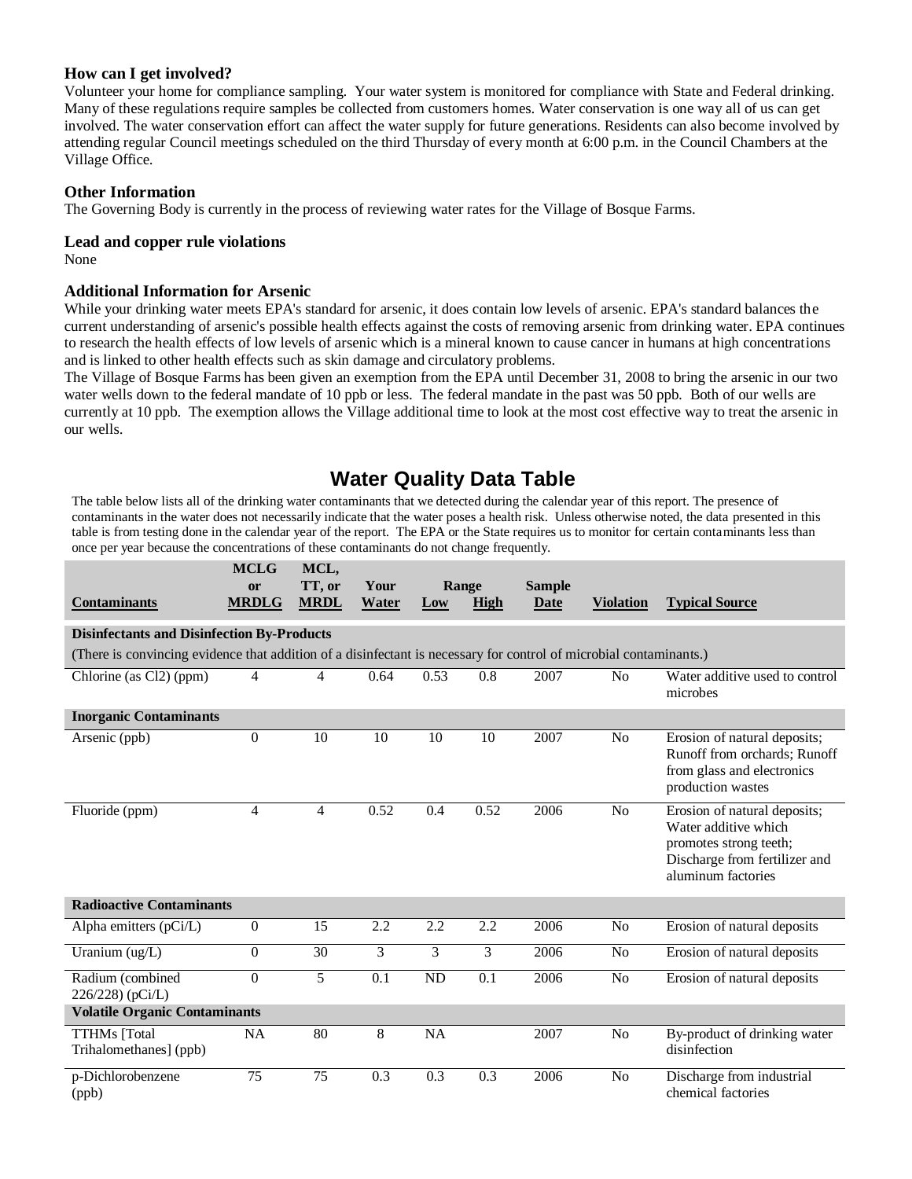### How can I get involved?

Volunteer your home for compliance sampling. Your water system is monitored for compliance with State and Federal drinking. Many of these regulations require samples be collected from customers homes. Water conservation is one way all of us can get involved. The water conservation effort can affect the water supply for future generations. Residents can also become involved by attending regular Council meetings scheduled on the third Thursday of every month at 6:00 p.m. in the Council Chambers at the Village Office.

### Other Information

The Governing Body is currently in the process of reviewing water rates for the Village of Bosque Farms.

### Lead and copper rule violations

None

### Additional Information for Arsenic

While your drinking water meets EPA's standard for arsenic, it does contain low levels of arsenic. EPA's standard balances the current understanding of arsenic's possible health effects against the costs of removing arsenic from drinking water. EPA continues to research the health effects of low levels of arsenic which is a mineral known to cause cancer in humans at high concentrations and is linked to other health effects such as skin damage and circulatory problems.

The Village of Bosque Farms has been given an exemption from the EPA until December 31, 2008 to bring the arsenic in our two water wells down to the federal mandate of 10 ppb or less. The federal mandate in the past was 50 ppb. Both of our wells are currently at 10 ppb. The exemption allows the Village additional time to look at the most cost effective way to treat the arsenic in our wells.

## Water Quality Data Table

The table below lists all of the drinking water contaminants that we detected during the calendar year of this report. The presence of contaminants in the water does not necessarily indicate that the water poses a health risk. Unless otherwise noted, the data presented in this table is from testing done in the calendar year of the report. The EPA or the State requires us to monitor for certain contaminants less than once per year because the concentrations of these contaminants do not change frequently.

| Contaminants | MCLG or MRDLG | MCL, TT, or MRDL | Your Water | Range Low | Range High | Sample Date | Violation | Typical Source |
|---|---|---|---|---|---|---|---|---|
| **Disinfectants and Disinfection By-Products** | | | | | | | | |
| (There is convincing evidence that addition of a disinfectant is necessary for control of microbial contaminants.) | | | | | | | | |
| Chlorine (as $Cl_2$) (ppm) | 4 | 4 | 0.64 | 0.53 | 0.8 | 2007 | No | Water additive used to control microbes |
| **Inorganic Contaminants** | | | | | | | | |
| Arsenic (ppb) | 0 | 10 | 10 | 10 | 10 | 2007 | No | Erosion of natural deposits; Runoff from orchards; Runoff from glass and electronics production wastes |
| Fluoride (ppm) | 4 | 4 | 0.52 | 0.4 | 0.52 | 2006 | No | Erosion of natural deposits; Water additive which promotes strong teeth; Discharge from fertilizer and aluminum factories |
| **Radioactive Contaminants** | | | | | | | | |
| Alpha emitters (pCi/L) | 0 | 15 | 2.2 | 2.2 | 2.2 | 2006 | No | Erosion of natural deposits |
| Uranium (ug/L) | 0 | 30 | 3 | 3 | 3 | 2006 | No | Erosion of natural deposits |
| Radium (combined 226/228) (pCi/L) | 0 | 5 | 0.1 | ND | 0.1 | 2006 | No | Erosion of natural deposits |
| **Volatile Organic Contaminants** | | | | | | | | |
| TTHMs [Total Trihalomethanes] (ppb) | NA | 80 | 8 | NA | | 2007 | No | By-product of drinking water disinfection |
| p-Dichlorobenzene (ppb) | 75 | 75 | 0.3 | 0.3 | 0.3 | 2006 | No | Discharge from industrial chemical factories |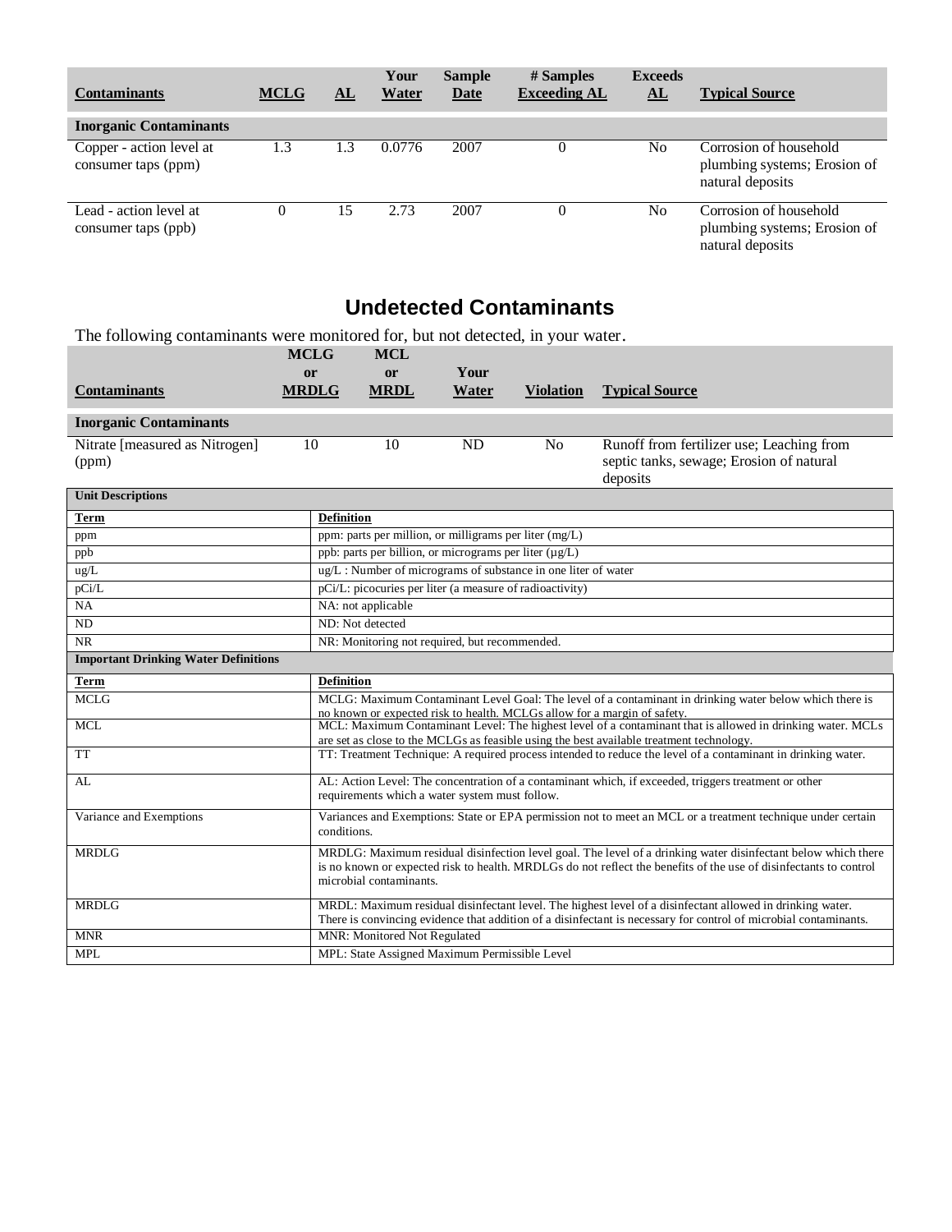| Contaminants | MCLG | AL | Your Water | Sample Date | # Samples Exceeding AL | Exceeds AL | Typical Source |
|---|---|---|---|---|---|---|---|
| **Inorganic Contaminants** | | | | | | | |
| Copper - action level at consumer taps (ppm) | 1.3 | 1.3 | 0.0776 | 2007 | 0 | No | Corrosion of household plumbing systems; Erosion of natural deposits |
| Lead - action level at consumer taps (ppb) | 0 | 15 | 2.73 | 2007 | 0 | No | Corrosion of household plumbing systems; Erosion of natural deposits |

## Undetected Contaminants

The following contaminants were monitored for, but not detected, in your water.

| Contaminants | MCLG or MRDLG | MCL or MRDL | Your Water | Violation | Typical Source |
|---|---|---|---|---|---|
| **Inorganic Contaminants** | | | | | |
| Nitrate [measured as Nitrogen] (ppm) | 10 | 10 | ND | No | Runoff from fertilizer use; Leaching from septic tanks, sewage; Erosion of natural deposits |

| **Unit Descriptions** | |
|---|---|
| **Term** | **Definition** |
| ppm | ppm: parts per million, or milligrams per liter (mg/L) |
| ppb | ppb: parts per billion, or micrograms per liter (µg/L) |
| ug/L | ug/L : Number of micrograms of substance in one liter of water |
| pCi/L | pCi/L: picocuries per liter (a measure of radioactivity) |
| NA | NA: not applicable |
| ND | ND: Not detected |
| NR | NR: Monitoring not required, but recommended. |

| **Important Drinking Water Definitions** | |
|---|---|
| **Term** | **Definition** |
| MCLG | MCLG: Maximum Contaminant Level Goal: The level of a contaminant in drinking water below which there is no known or expected risk to health. MCLGs allow for a margin of safety. |
| MCL | MCL: Maximum Contaminant Level: The highest level of a contaminant that is allowed in drinking water. MCLs are set as close to the MCLGs as feasible using the best available treatment technology. |
| TT | TT: Treatment Technique: A required process intended to reduce the level of a contaminant in drinking water. |
| AL | AL: Action Level: The concentration of a contaminant which, if exceeded, triggers treatment or other requirements which a water system must follow. |
| Variance and Exemptions | Variances and Exemptions: State or EPA permission not to meet an MCL or a treatment technique under certain conditions. |
| MRDLG | MRDLG: Maximum residual disinfection level goal. The level of a drinking water disinfectant below which there is no known or expected risk to health. MRDLGs do not reflect the benefits of the use of disinfectants to control microbial contaminants. |
| MRDLG | MRDL: Maximum residual disinfectant level. The highest level of a disinfectant allowed in drinking water. There is convincing evidence that addition of a disinfectant is necessary for control of microbial contaminants. |
| MNR | MNR: Monitored Not Regulated |
| MPL | MPL: State Assigned Maximum Permissible Level |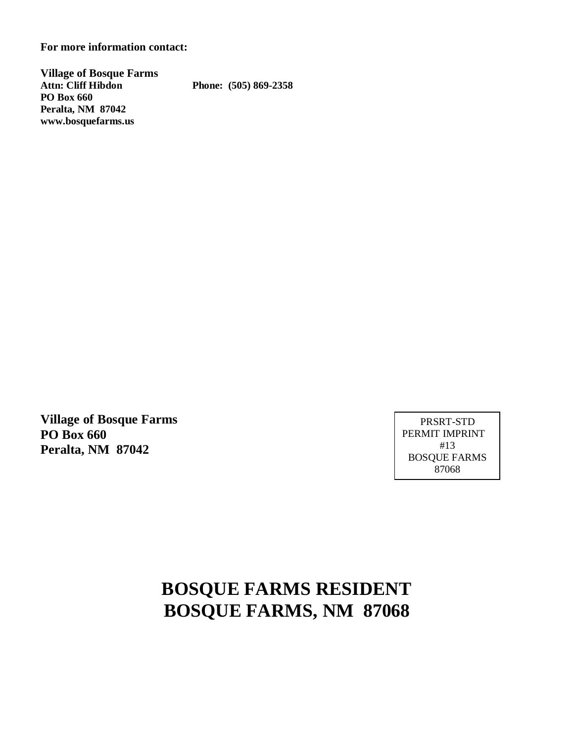**For more information contact:**

**Village of Bosque Farms**
**Attn: Cliff Hibdon** **Phone: (505) 869-2358**
**PO Box 660**
**Peralta, NM 87042**
**www.bosquefarms.us**

**Village of Bosque Farms**
**PO Box 660**
**Peralta, NM 87042**

PRSRT-STD
PERMIT IMPRINT
#13
BOSQUE FARMS
87068

# BOSQUE FARMS RESIDENT
# BOSQUE FARMS, NM 87068